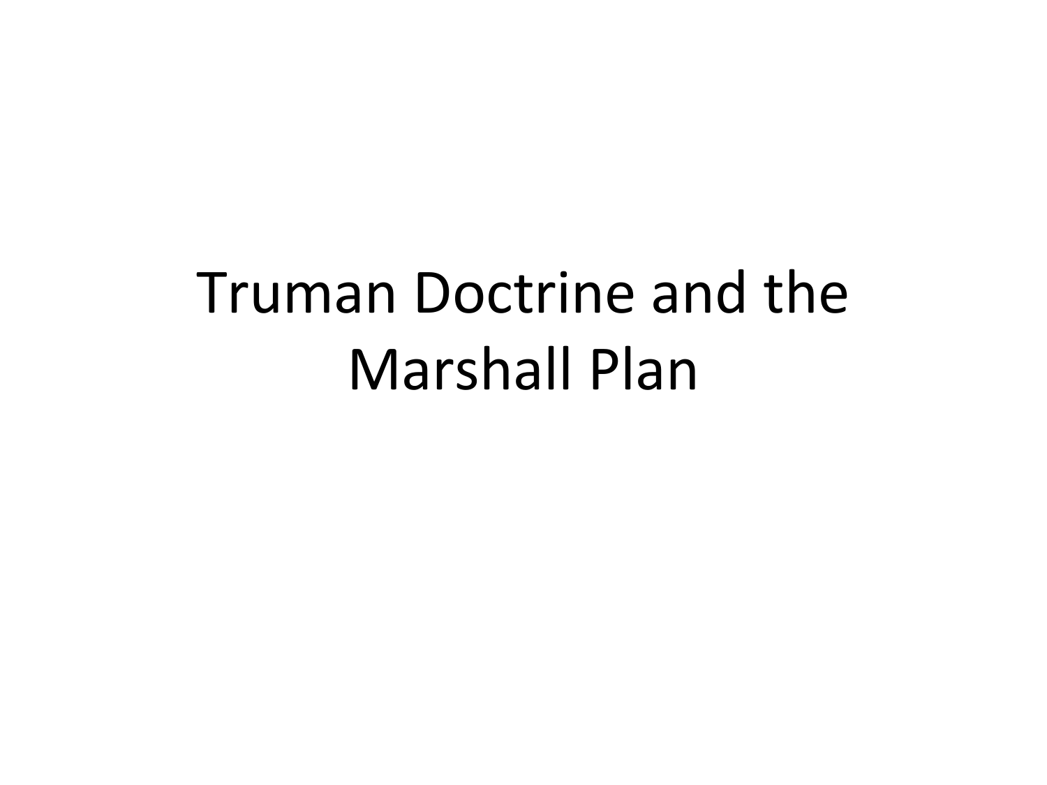# Truman Doctrine and the Marshall Plan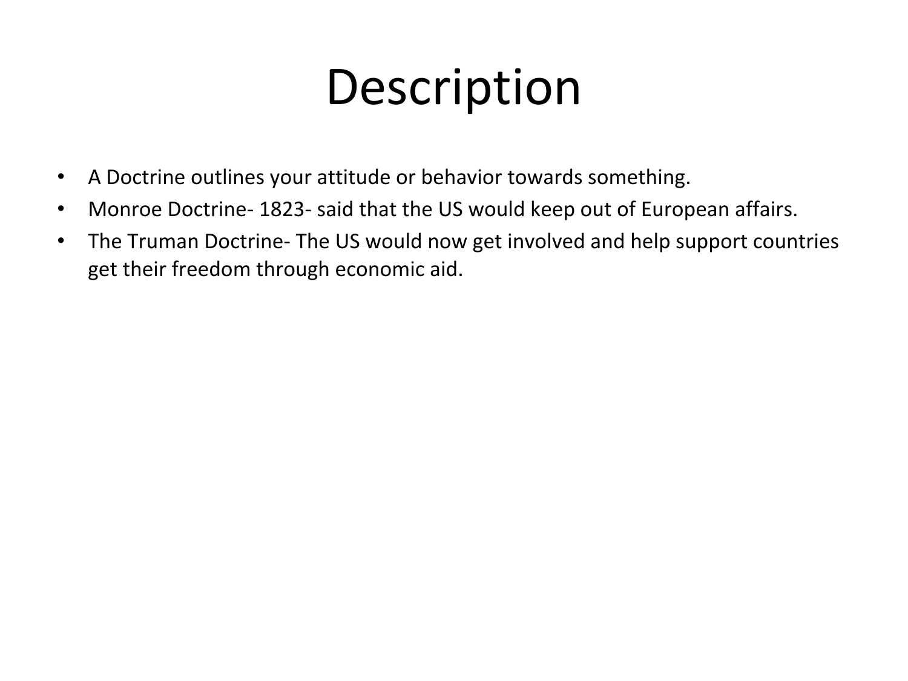# Description

- A Doctrine outlines your attitude or behavior towards something.
- Monroe Doctrine- 1823- said that the US would keep out of European affairs.
- The Truman Doctrine- The US would now get involved and help support countries get their freedom through economic aid.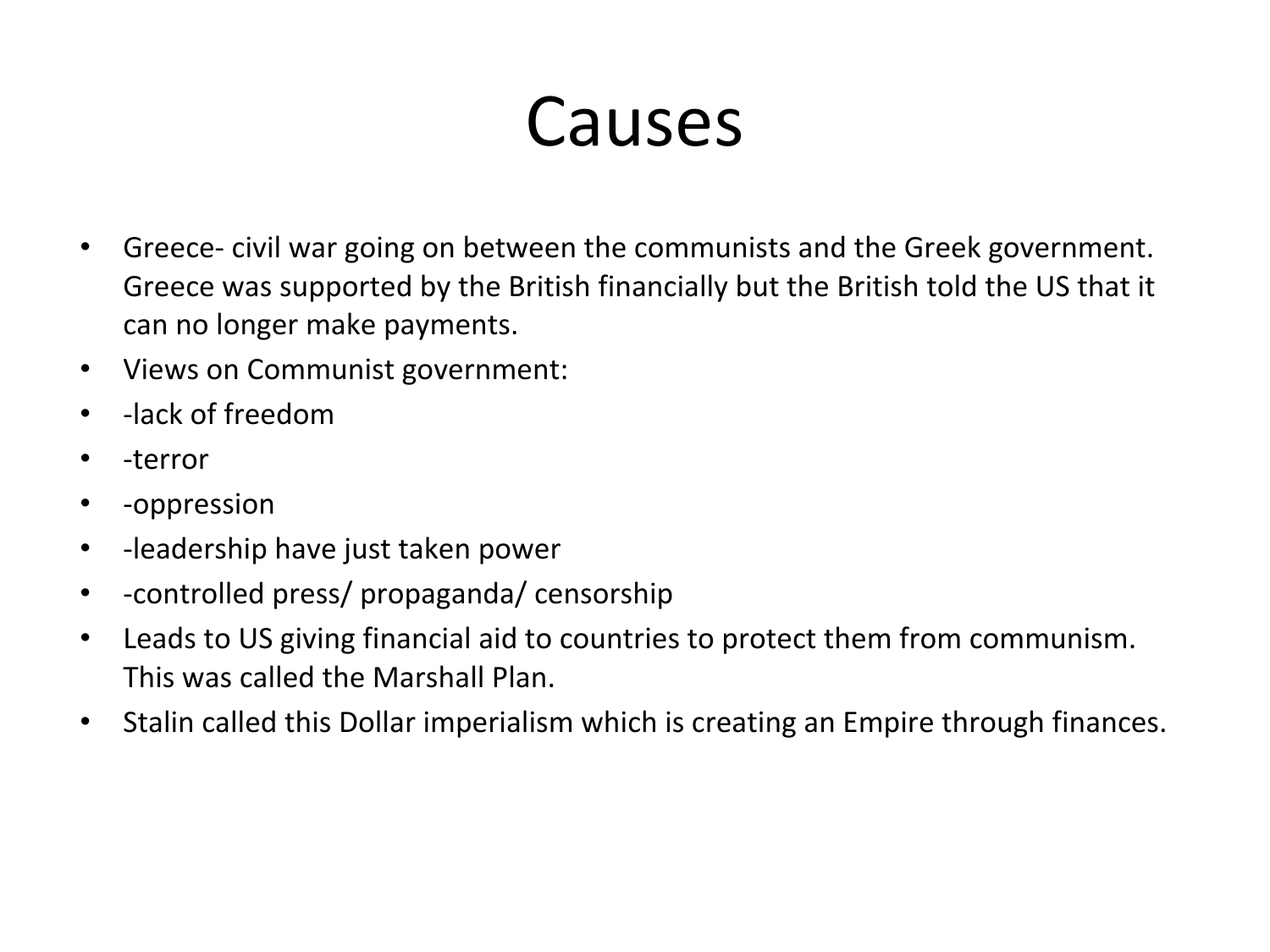# Causes

- Greece- civil war going on between the communists and the Greek government. Greece was supported by the British financially but the British told the US that it can no longer make payments.
- Views on Communist government:
- -lack of freedom
- -terror
- -oppression
- -leadership have just taken power
- -controlled press/ propaganda/ censorship
- Leads to US giving financial aid to countries to protect them from communism. This was called the Marshall Plan.
- Stalin called this Dollar imperialism which is creating an Empire through finances.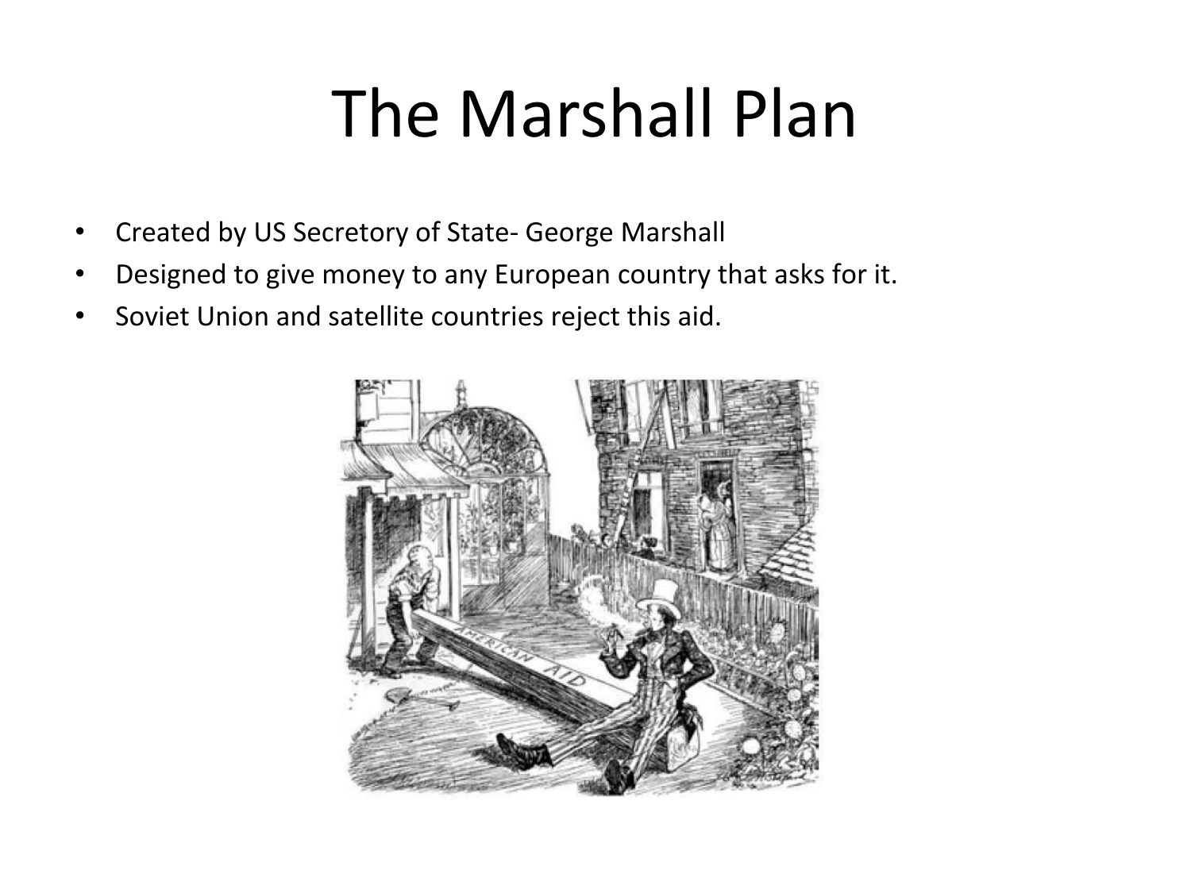# The Marshall Plan

- Created by US Secretory of State- George Marshall
- Designed to give money to any European country that asks for it.
- Soviet Union and satellite countries reject this aid.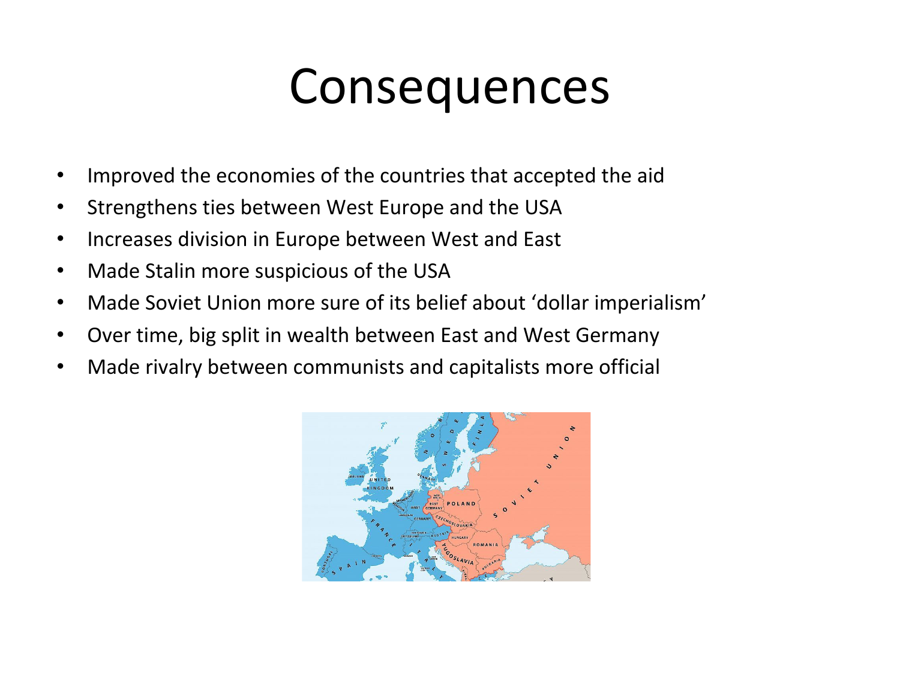# Consequences

- Improved the economies of the countries that accepted the aid
- Strengthens ties between West Europe and the USA
- Increases division in Europe between West and East
- Made Stalin more suspicious of the USA
- Made Soviet Union more sure of its belief about 'dollar imperialism'
- Over time, big split in wealth between East and West Germany
- Made rivalry between communists and capitalists more official